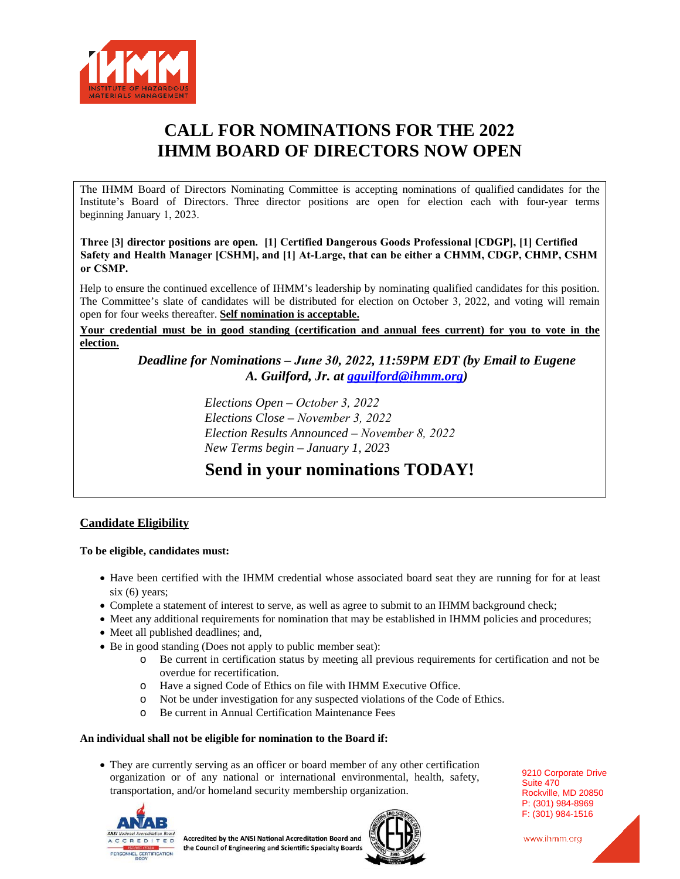# CALL FOR NOMINATIONS FOR THE 2022 IHMM BOARD OF DIRECTORS NOW OPEN

The IHMM Board of Directors Nominating Committee is accepting nominations of qualified candidates for the Institute's Board of Directors. Three director positions are open for election each with four-year terms beginning January 1, 2023.

**Three [3] director positions are open. [1] Certified Dangerous Goods Professional [CDGP], [1] Certified Safety and Health Manager [CSHM], and [1] At-Large, that can be either a CHMM, CDGP, CHMP, CSHM or CSMP.**

Help to ensure the continued excellence of IHMM's leadership by nominating qualified candidates for this position. The Committee's slate of candidates will be distributed for election on October 3, 2022, and voting will remain open for four weeks thereafter. **Self nomination is acceptable.**

**Your credential must be in good standing (certification and annual fees current) for you to vote in the election.**

***Deadline for Nominations – June 30, 2022, 11:59PM EDT (by Email to Eugene A. Guilford, Jr. at gguilford@ihmm.org)***

*Elections Open – October 3, 2022*
*Elections Close – November 3, 2022*
*Election Results Announced – November 8, 2022*
*New Terms begin – January 1, 2023*

**Send in your nominations TODAY!**

## Candidate Eligibility

**To be eligible, candidates must:**

- Have been certified with the IHMM credential whose associated board seat they are running for for at least six (6) years;
- Complete a statement of interest to serve, as well as agree to submit to an IHMM background check;
- Meet any additional requirements for nomination that may be established in IHMM policies and procedures;
- Meet all published deadlines; and,
- Be in good standing (Does not apply to public member seat):
  - Be current in certification status by meeting all previous requirements for certification and not be overdue for recertification.
  - Have a signed Code of Ethics on file with IHMM Executive Office.
  - Not be under investigation for any suspected violations of the Code of Ethics.
  - Be current in Annual Certification Maintenance Fees

**An individual shall not be eligible for nomination to the Board if:**

- They are currently serving as an officer or board member of any other certification organization or of any national or international environmental, health, safety, transportation, and/or homeland security membership organization.

9210 Corporate Drive
Suite 470
Rockville, MD 20850
P: (301) 984-8969
F: (301) 984-1516

www.ihmm.org

Accredited by the ANSI National Accreditation Board and the Council of Engineering and Scientific Specialty Boards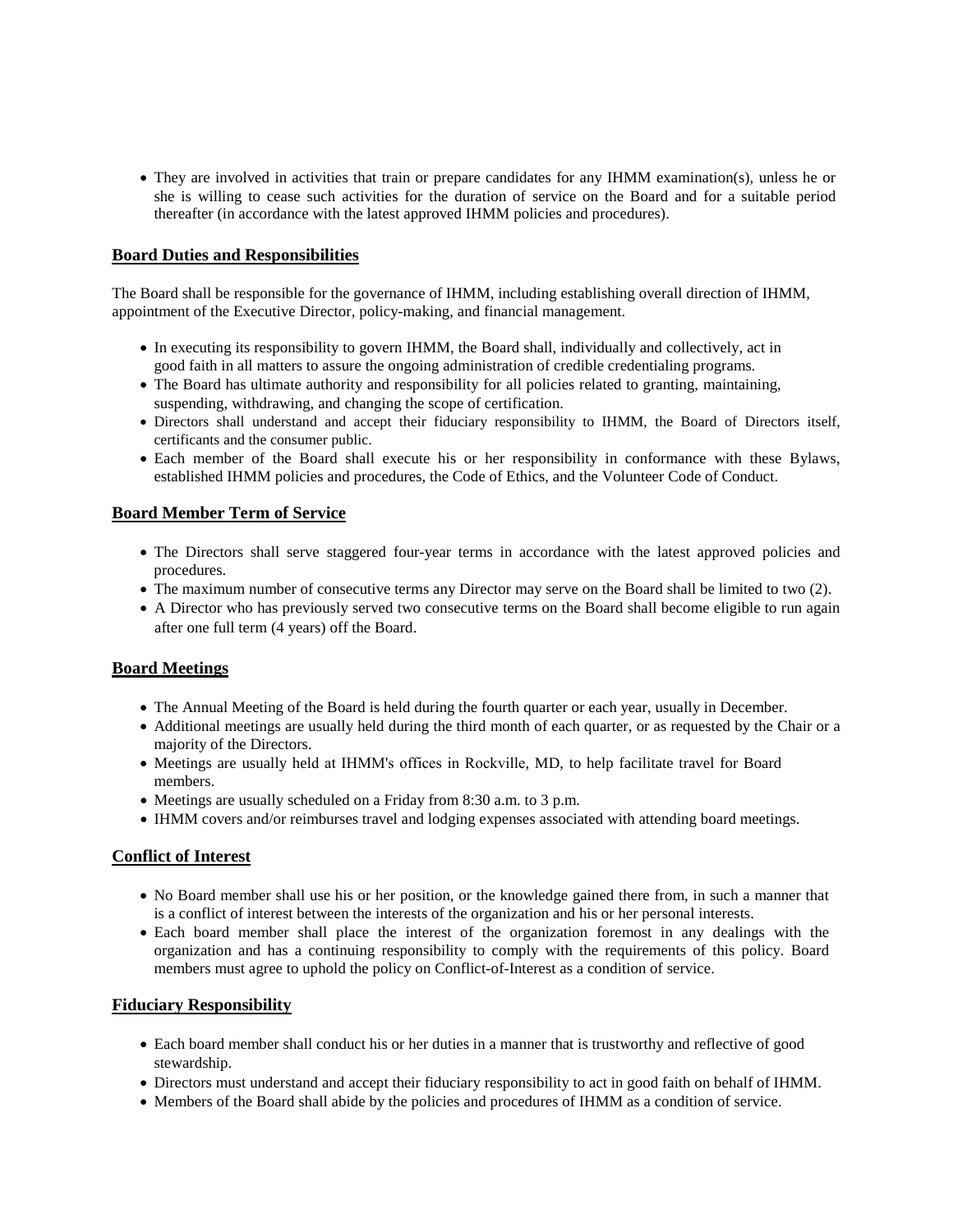- They are involved in activities that train or prepare candidates for any IHMM examination(s), unless he or she is willing to cease such activities for the duration of service on the Board and for a suitable period thereafter (in accordance with the latest approved IHMM policies and procedures).

## Board Duties and Responsibilities

The Board shall be responsible for the governance of IHMM, including establishing overall direction of IHMM, appointment of the Executive Director, policy-making, and financial management.

- In executing its responsibility to govern IHMM, the Board shall, individually and collectively, act in good faith in all matters to assure the ongoing administration of credible credentialing programs.
- The Board has ultimate authority and responsibility for all policies related to granting, maintaining, suspending, withdrawing, and changing the scope of certification.
- Directors shall understand and accept their fiduciary responsibility to IHMM, the Board of Directors itself, certificants and the consumer public.
- Each member of the Board shall execute his or her responsibility in conformance with these Bylaws, established IHMM policies and procedures, the Code of Ethics, and the Volunteer Code of Conduct.

## Board Member Term of Service

- The Directors shall serve staggered four-year terms in accordance with the latest approved policies and procedures.
- The maximum number of consecutive terms any Director may serve on the Board shall be limited to two (2).
- A Director who has previously served two consecutive terms on the Board shall become eligible to run again after one full term (4 years) off the Board.

## Board Meetings

- The Annual Meeting of the Board is held during the fourth quarter or each year, usually in December.
- Additional meetings are usually held during the third month of each quarter, or as requested by the Chair or a majority of the Directors.
- Meetings are usually held at IHMM's offices in Rockville, MD, to help facilitate travel for Board members.
- Meetings are usually scheduled on a Friday from 8:30 a.m. to 3 p.m.
- IHMM covers and/or reimburses travel and lodging expenses associated with attending board meetings.

## Conflict of Interest

- No Board member shall use his or her position, or the knowledge gained there from, in such a manner that is a conflict of interest between the interests of the organization and his or her personal interests.
- Each board member shall place the interest of the organization foremost in any dealings with the organization and has a continuing responsibility to comply with the requirements of this policy. Board members must agree to uphold the policy on Conflict-of-Interest as a condition of service.

## Fiduciary Responsibility

- Each board member shall conduct his or her duties in a manner that is trustworthy and reflective of good stewardship.
- Directors must understand and accept their fiduciary responsibility to act in good faith on behalf of IHMM.
- Members of the Board shall abide by the policies and procedures of IHMM as a condition of service.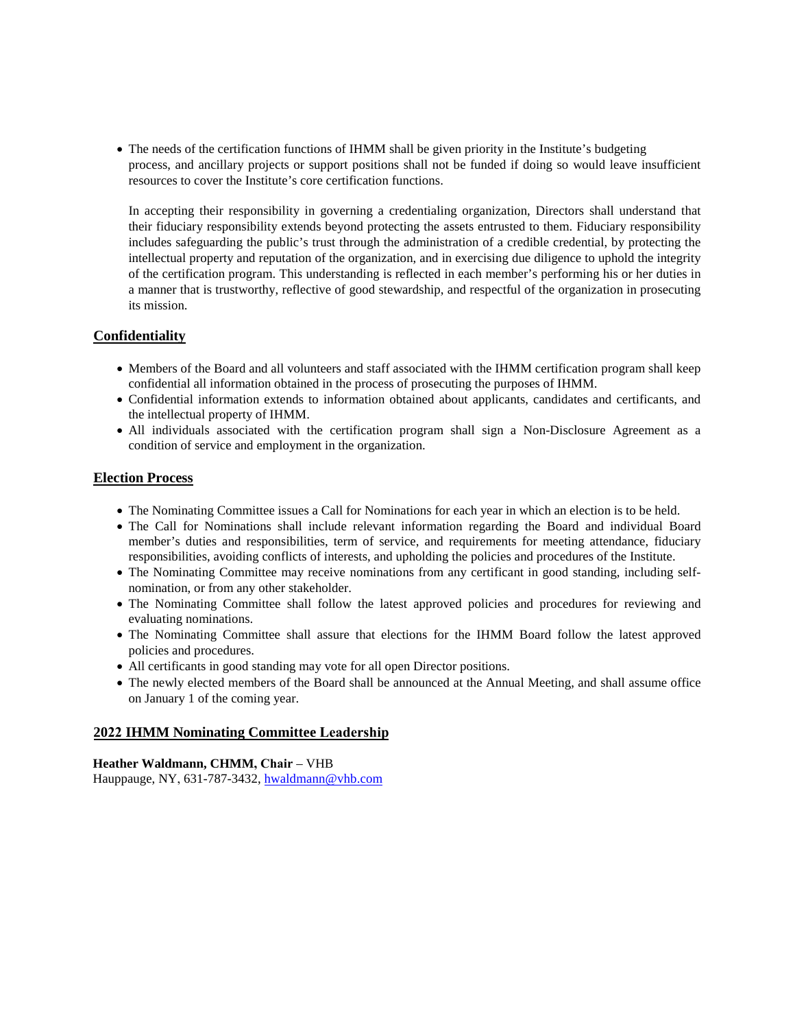- The needs of the certification functions of IHMM shall be given priority in the Institute's budgeting process, and ancillary projects or support positions shall not be funded if doing so would leave insufficient resources to cover the Institute's core certification functions.

  In accepting their responsibility in governing a credentialing organization, Directors shall understand that their fiduciary responsibility extends beyond protecting the assets entrusted to them. Fiduciary responsibility includes safeguarding the public's trust through the administration of a credible credential, by protecting the intellectual property and reputation of the organization, and in exercising due diligence to uphold the integrity of the certification program. This understanding is reflected in each member's performing his or her duties in a manner that is trustworthy, reflective of good stewardship, and respectful of the organization in prosecuting its mission.

## Confidentiality

- Members of the Board and all volunteers and staff associated with the IHMM certification program shall keep confidential all information obtained in the process of prosecuting the purposes of IHMM.
- Confidential information extends to information obtained about applicants, candidates and certificants, and the intellectual property of IHMM.
- All individuals associated with the certification program shall sign a Non-Disclosure Agreement as a condition of service and employment in the organization.

## Election Process

- The Nominating Committee issues a Call for Nominations for each year in which an election is to be held.
- The Call for Nominations shall include relevant information regarding the Board and individual Board member's duties and responsibilities, term of service, and requirements for meeting attendance, fiduciary responsibilities, avoiding conflicts of interests, and upholding the policies and procedures of the Institute.
- The Nominating Committee may receive nominations from any certificant in good standing, including self-nomination, or from any other stakeholder.
- The Nominating Committee shall follow the latest approved policies and procedures for reviewing and evaluating nominations.
- The Nominating Committee shall assure that elections for the IHMM Board follow the latest approved policies and procedures.
- All certificants in good standing may vote for all open Director positions.
- The newly elected members of the Board shall be announced at the Annual Meeting, and shall assume office on January 1 of the coming year.

## 2022 IHMM Nominating Committee Leadership

**Heather Waldmann, CHMM, Chair** – VHB
Hauppauge, NY, 631-787-3432, hwaldmann@vhb.com